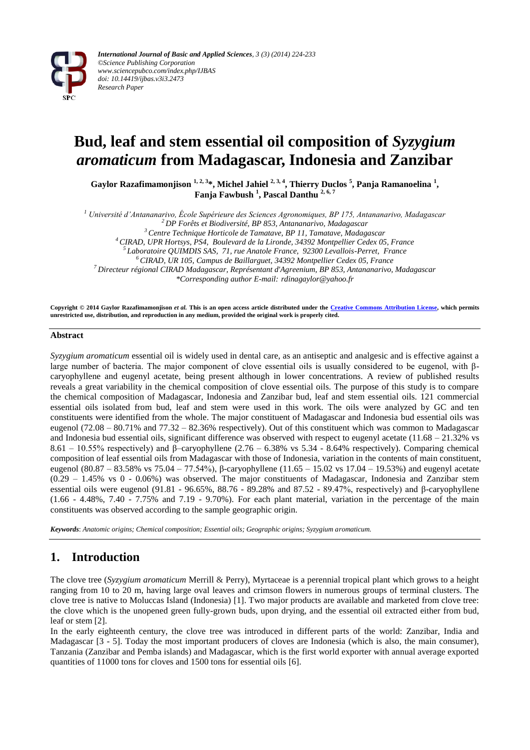International Journal of Basic and Applied Sciences, 3 (3) (2014) 224-233
©Science Publishing Corporation
www.sciencepubco.com/index.php/IJBAS
doi: 10.14419/ijbas.v3i3.2473
Research Paper

# Bud, leaf and stem essential oil composition of *Syzygium aromaticum* from Madagascar, Indonesia and Zanzibar

**Gaylor Razafimamonjison [1, 2, 3]*, Michel Jahiel [2, 3, 4], Thierry Duclos [5], Panja Ramanoelina [1], Fanja Fawbush [1], Pascal Danthu [2, 6, 7]**

*[1] Université d'Antananarivo, École Supérieure des Sciences Agronomiques, BP 175, Antananarivo, Madagascar*
*[2] DP Forêts et Biodiversité, BP 853, Antananarivo, Madagascar*
*[3] Centre Technique Horticole de Tamatave, BP 11, Tamatave, Madagascar*
*[4] CIRAD, UPR Hortsys, PS4, Boulevard de la Lironde, 34392 Montpellier Cedex 05, France*
*[5] Laboratoire QUIMDIS SAS, 71, rue Anatole France, 92300 Levallois-Perret, France*
*[6] CIRAD, UR 105, Campus de Baillarguet, 34392 Montpellier Cedex 05, France*
*[7] Directeur régional CIRAD Madagascar, Représentant d'Agreenium, BP 853, Antananarivo, Madagascar*
*\*Corresponding author E-mail: rdinagaylor@yahoo.fr*

**Copyright © 2014 Gaylor Razafimamonjison *et al.* This is an open access article distributed under the Creative Commons Attribution License, which permits unrestricted use, distribution, and reproduction in any medium, provided the original work is properly cited.**

## Abstract

*Syzygium aromaticum* essential oil is widely used in dental care, as an antiseptic and analgesic and is effective against a large number of bacteria. The major component of clove essential oils is usually considered to be eugenol, with β-caryophyllene and eugenyl acetate, being present although in lower concentrations. A review of published results reveals a great variability in the chemical composition of clove essential oils. The purpose of this study is to compare the chemical composition of Madagascar, Indonesia and Zanzibar bud, leaf and stem essential oils. 121 commercial essential oils isolated from bud, leaf and stem were used in this work. The oils were analyzed by GC and ten constituents were identified from the whole. The major constituent of Madagascar and Indonesia bud essential oils was eugenol (72.08 – 80.71% and 77.32 – 82.36% respectively). Out of this constituent which was common to Madagascar and Indonesia bud essential oils, significant difference was observed with respect to eugenyl acetate (11.68 – 21.32% vs 8.61 – 10.55% respectively) and β–caryophyllene (2.76 – 6.38% vs 5.34 - 8.64% respectively). Comparing chemical composition of leaf essential oils from Madagascar with those of Indonesia, variation in the contents of main constituent, eugenol (80.87 – 83.58% vs 75.04 – 77.54%), β-caryophyllene (11.65 – 15.02 vs 17.04 – 19.53%) and eugenyl acetate (0.29 – 1.45% vs 0 - 0.06%) was observed. The major constituents of Madagascar, Indonesia and Zanzibar stem essential oils were eugenol (91.81 - 96.65%, 88.76 - 89.28% and 87.52 - 89.47%, respectively) and β-caryophyllene (1.66 - 4.48%, 7.40 - 7.75% and 7.19 - 9.70%). For each plant material, variation in the percentage of the main constituents was observed according to the sample geographic origin.

***Keywords***: *Anatomic origins; Chemical composition; Essential oils; Geographic origins; Syzygium aromaticum.*

## 1. Introduction

The clove tree (*Syzygium aromaticum* Merrill & Perry), Myrtaceae is a perennial tropical plant which grows to a height ranging from 10 to 20 m, having large oval leaves and crimson flowers in numerous groups of terminal clusters. The clove tree is native to Moluccas Island (Indonesia) [1]. Two major products are available and marketed from clove tree: the clove which is the unopened green fully-grown buds, upon drying, and the essential oil extracted either from bud, leaf or stem [2].

In the early eighteenth century, the clove tree was introduced in different parts of the world: Zanzibar, India and Madagascar [3 - 5]. Today the most important producers of cloves are Indonesia (which is also, the main consumer), Tanzania (Zanzibar and Pemba islands) and Madagascar, which is the first world exporter with annual average exported quantities of 11000 tons for cloves and 1500 tons for essential oils [6].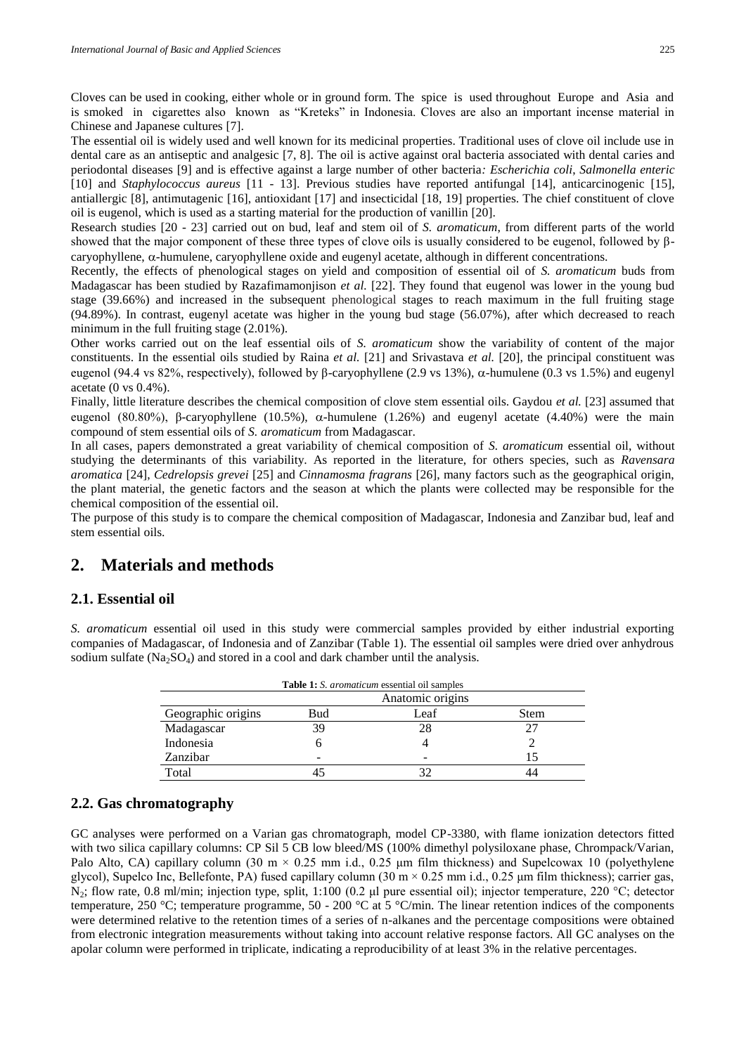Cloves can be used in cooking, either whole or in ground form. The spice is used throughout Europe and Asia and is smoked in cigarettes also known as "Kreteks" in Indonesia. Cloves are also an important incense material in Chinese and Japanese cultures [7].

The essential oil is widely used and well known for its medicinal properties. Traditional uses of clove oil include use in dental care as an antiseptic and analgesic [7, 8]. The oil is active against oral bacteria associated with dental caries and periodontal diseases [9] and is effective against a large number of other bacteria: *Escherichia coli*, *Salmonella enteric* [10] and *Staphylococcus aureus* [11 - 13]. Previous studies have reported antifungal [14], anticarcinogenic [15], antiallergic [8], antimutagenic [16], antioxidant [17] and insecticidal [18, 19] properties. The chief constituent of clove oil is eugenol, which is used as a starting material for the production of vanillin [20].

Research studies [20 - 23] carried out on bud, leaf and stem oil of *S. aromaticum*, from different parts of the world showed that the major component of these three types of clove oils is usually considered to be eugenol, followed by β-caryophyllene, α-humulene, caryophyllene oxide and eugenyl acetate, although in different concentrations.

Recently, the effects of phenological stages on yield and composition of essential oil of *S. aromaticum* buds from Madagascar has been studied by Razafimamonjison *et al.* [22]. They found that eugenol was lower in the young bud stage (39.66%) and increased in the subsequent phenological stages to reach maximum in the full fruiting stage (94.89%). In contrast, eugenyl acetate was higher in the young bud stage (56.07%), after which decreased to reach minimum in the full fruiting stage (2.01%).

Other works carried out on the leaf essential oils of *S. aromaticum* show the variability of content of the major constituents. In the essential oils studied by Raina *et al.* [21] and Srivastava *et al.* [20], the principal constituent was eugenol (94.4 vs 82%, respectively), followed by β-caryophyllene (2.9 vs 13%), α-humulene (0.3 vs 1.5%) and eugenyl acetate (0 vs 0.4%).

Finally, little literature describes the chemical composition of clove stem essential oils. Gaydou *et al.* [23] assumed that eugenol (80.80%), β-caryophyllene (10.5%), α-humulene (1.26%) and eugenyl acetate (4.40%) were the main compound of stem essential oils of *S. aromaticum* from Madagascar.

In all cases, papers demonstrated a great variability of chemical composition of *S. aromaticum* essential oil, without studying the determinants of this variability. As reported in the literature, for others species, such as *Ravensara aromatica* [24], *Cedrelopsis grevei* [25] and *Cinnamosma fragrans* [26], many factors such as the geographical origin, the plant material, the genetic factors and the season at which the plants were collected may be responsible for the chemical composition of the essential oil.

The purpose of this study is to compare the chemical composition of Madagascar, Indonesia and Zanzibar bud, leaf and stem essential oils.

## 2. Materials and methods

### 2.1. Essential oil

*S. aromaticum* essential oil used in this study were commercial samples provided by either industrial exporting companies of Madagascar, of Indonesia and of Zanzibar (Table 1). The essential oil samples were dried over anhydrous sodium sulfate ($Na_2SO_4$) and stored in a cool and dark chamber until the analysis.

**Table 1:** *S. aromaticum* essential oil samples

| | Anatomic origins | | |
|---|---|---|---|
| Geographic origins | Bud | Leaf | Stem |
| Madagascar | 39 | 28 | 27 |
| Indonesia | 6 | 4 | 2 |
| Zanzibar | - | - | 15 |
| Total | 45 | 32 | 44 |

### 2.2. Gas chromatography

GC analyses were performed on a Varian gas chromatograph, model CP-3380, with flame ionization detectors fitted with two silica capillary columns: CP Sil 5 CB low bleed/MS (100% dimethyl polysiloxane phase, Chrompack/Varian, Palo Alto, CA) capillary column (30 m × 0.25 mm i.d., 0.25 μm film thickness) and Supelcowax 10 (polyethylene glycol), Supelco Inc, Bellefonte, PA) fused capillary column (30 m × 0.25 mm i.d., 0.25 μm film thickness); carrier gas, $N_2$; flow rate, 0.8 ml/min; injection type, split, 1:100 (0.2 μl pure essential oil); injector temperature, 220 °C; detector temperature, 250 °C; temperature programme, 50 - 200 °C at 5 °C/min. The linear retention indices of the components were determined relative to the retention times of a series of n-alkanes and the percentage compositions were obtained from electronic integration measurements without taking into account relative response factors. All GC analyses on the apolar column were performed in triplicate, indicating a reproducibility of at least 3% in the relative percentages.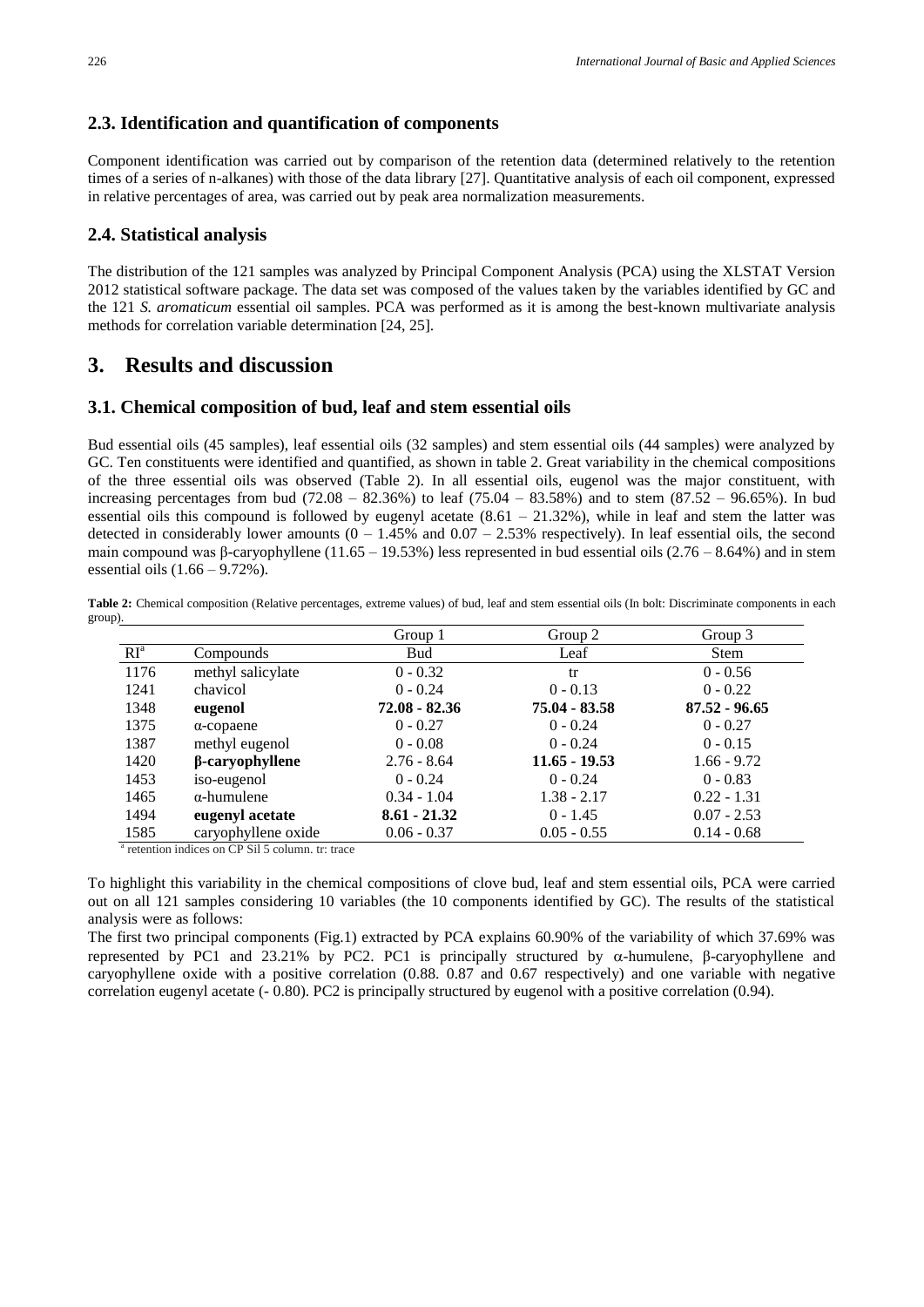## 2.3. Identification and quantification of components

Component identification was carried out by comparison of the retention data (determined relatively to the retention times of a series of n-alkanes) with those of the data library [27]. Quantitative analysis of each oil component, expressed in relative percentages of area, was carried out by peak area normalization measurements.

## 2.4. Statistical analysis

The distribution of the 121 samples was analyzed by Principal Component Analysis (PCA) using the XLSTAT Version 2012 statistical software package. The data set was composed of the values taken by the variables identified by GC and the 121 *S. aromaticum* essential oil samples. PCA was performed as it is among the best-known multivariate analysis methods for correlation variable determination [24, 25].

# 3. Results and discussion

## 3.1. Chemical composition of bud, leaf and stem essential oils

Bud essential oils (45 samples), leaf essential oils (32 samples) and stem essential oils (44 samples) were analyzed by GC. Ten constituents were identified and quantified, as shown in table 2. Great variability in the chemical compositions of the three essential oils was observed (Table 2). In all essential oils, eugenol was the major constituent, with increasing percentages from bud (72.08 – 82.36%) to leaf (75.04 – 83.58%) and to stem (87.52 – 96.65%). In bud essential oils this compound is followed by eugenyl acetate (8.61 – 21.32%), while in leaf and stem the latter was detected in considerably lower amounts (0 – 1.45% and 0.07 – 2.53% respectively). In leaf essential oils, the second main compound was β-caryophyllene (11.65 – 19.53%) less represented in bud essential oils (2.76 – 8.64%) and in stem essential oils (1.66 – 9.72%).

**Table 2:** Chemical composition (Relative percentages, extreme values) of bud, leaf and stem essential oils (In bolt: Discriminate components in each group).

| | | Group 1 | Group 2 | Group 3 |
|---|---|---|---|---|
| RI[a] | Compounds | Bud | Leaf | Stem |
| 1176 | methyl salicylate | 0 - 0.32 | tr | 0 - 0.56 |
| 1241 | chavicol | 0 - 0.24 | 0 - 0.13 | 0 - 0.22 |
| 1348 | **eugenol** | **72.08 - 82.36** | **75.04 - 83.58** | **87.52 - 96.65** |
| 1375 | α-copaene | 0 - 0.27 | 0 - 0.24 | 0 - 0.27 |
| 1387 | methyl eugenol | 0 - 0.08 | 0 - 0.24 | 0 - 0.15 |
| 1420 | **β-caryophyllene** | 2.76 - 8.64 | **11.65 - 19.53** | 1.66 - 9.72 |
| 1453 | iso-eugenol | 0 - 0.24 | 0 - 0.24 | 0 - 0.83 |
| 1465 | α-humulene | 0.34 - 1.04 | 1.38 - 2.17 | 0.22 - 1.31 |
| 1494 | **eugenyl acetate** | **8.61 - 21.32** | 0 - 1.45 | 0.07 - 2.53 |
| 1585 | caryophyllene oxide | 0.06 - 0.37 | 0.05 - 0.55 | 0.14 - 0.68 |

[a] retention indices on CP Sil 5 column. tr: trace

To highlight this variability in the chemical compositions of clove bud, leaf and stem essential oils, PCA were carried out on all 121 samples considering 10 variables (the 10 components identified by GC). The results of the statistical analysis were as follows:

The first two principal components (Fig.1) extracted by PCA explains 60.90% of the variability of which 37.69% was represented by PC1 and 23.21% by PC2. PC1 is principally structured by α-humulene, β-caryophyllene and caryophyllene oxide with a positive correlation (0.88. 0.87 and 0.67 respectively) and one variable with negative correlation eugenyl acetate (- 0.80). PC2 is principally structured by eugenol with a positive correlation (0.94).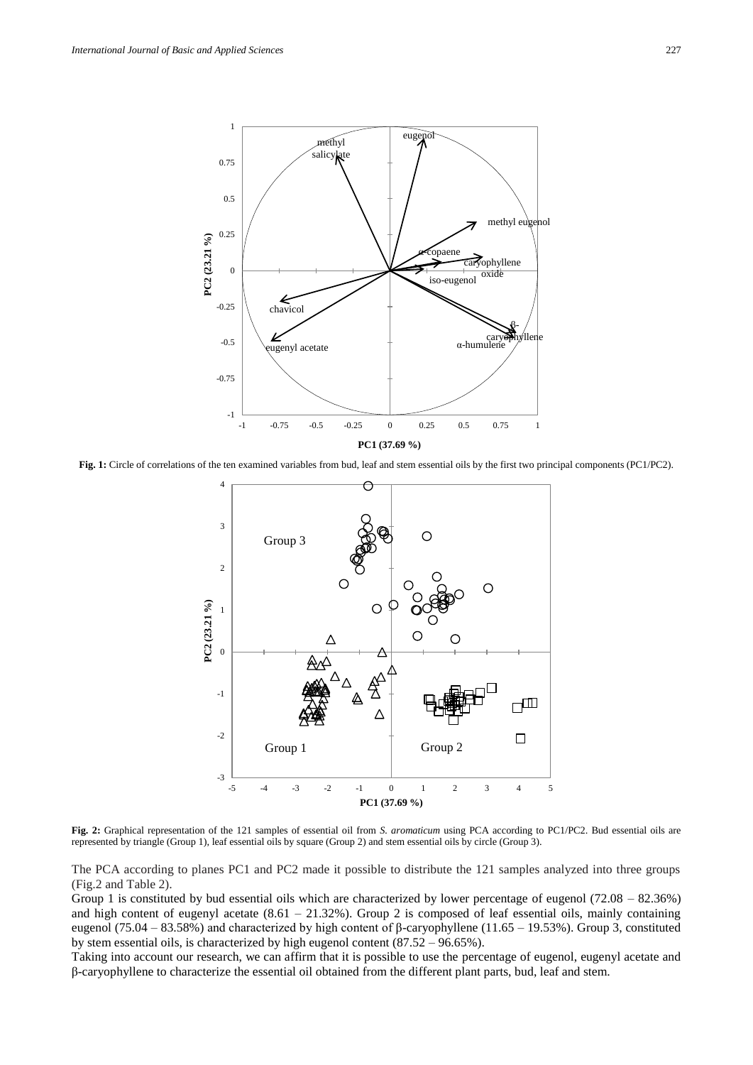**Fig. 1:** Circle of correlations of the ten examined variables from bud, leaf and stem essential oils by the first two principal components (PC1/PC2).

**Fig. 2:** Graphical representation of the 121 samples of essential oil from *S. aromaticum* using PCA according to PC1/PC2. Bud essential oils are represented by triangle (Group 1), leaf essential oils by square (Group 2) and stem essential oils by circle (Group 3).

The PCA according to planes PC1 and PC2 made it possible to distribute the 121 samples analyzed into three groups (Fig.2 and Table 2).

Group 1 is constituted by bud essential oils which are characterized by lower percentage of eugenol (72.08 – 82.36%) and high content of eugenyl acetate (8.61 – 21.32%). Group 2 is composed of leaf essential oils, mainly containing eugenol (75.04 – 83.58%) and characterized by high content of β-caryophyllene (11.65 – 19.53%). Group 3, constituted by stem essential oils, is characterized by high eugenol content (87.52 – 96.65%).

Taking into account our research, we can affirm that it is possible to use the percentage of eugenol, eugenyl acetate and β-caryophyllene to characterize the essential oil obtained from the different plant parts, bud, leaf and stem.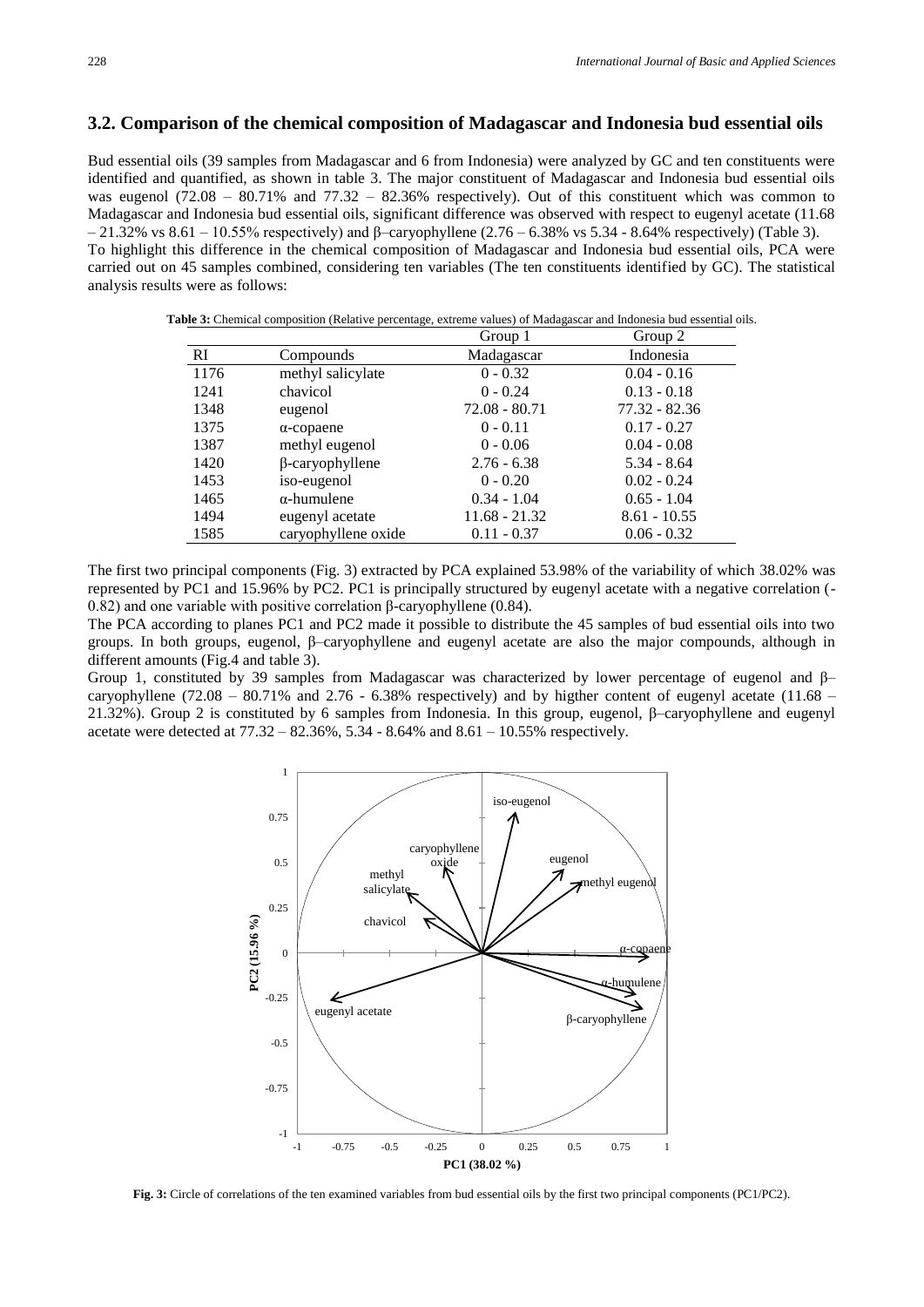## 3.2. Comparison of the chemical composition of Madagascar and Indonesia bud essential oils

Bud essential oils (39 samples from Madagascar and 6 from Indonesia) were analyzed by GC and ten constituents were identified and quantified, as shown in table 3. The major constituent of Madagascar and Indonesia bud essential oils was eugenol (72.08 – 80.71% and 77.32 – 82.36% respectively). Out of this constituent which was common to Madagascar and Indonesia bud essential oils, significant difference was observed with respect to eugenyl acetate (11.68 – 21.32% vs 8.61 – 10.55% respectively) and β–caryophyllene (2.76 – 6.38% vs 5.34 - 8.64% respectively) (Table 3).

To highlight this difference in the chemical composition of Madagascar and Indonesia bud essential oils, PCA were carried out on 45 samples combined, considering ten variables (The ten constituents identified by GC). The statistical analysis results were as follows:

**Table 3:** Chemical composition (Relative percentage, extreme values) of Madagascar and Indonesia bud essential oils.

| | | Group 1 | Group 2 |
|---|---|---|---|
| RI | Compounds | Madagascar | Indonesia |
| 1176 | methyl salicylate | 0 - 0.32 | 0.04 - 0.16 |
| 1241 | chavicol | 0 - 0.24 | 0.13 - 0.18 |
| 1348 | eugenol | 72.08 - 80.71 | 77.32 - 82.36 |
| 1375 | α-copaene | 0 - 0.11 | 0.17 - 0.27 |
| 1387 | methyl eugenol | 0 - 0.06 | 0.04 - 0.08 |
| 1420 | β-caryophyllene | 2.76 - 6.38 | 5.34 - 8.64 |
| 1453 | iso-eugenol | 0 - 0.20 | 0.02 - 0.24 |
| 1465 | α-humulene | 0.34 - 1.04 | 0.65 - 1.04 |
| 1494 | eugenyl acetate | 11.68 - 21.32 | 8.61 - 10.55 |
| 1585 | caryophyllene oxide | 0.11 - 0.37 | 0.06 - 0.32 |

The first two principal components (Fig. 3) extracted by PCA explained 53.98% of the variability of which 38.02% was represented by PC1 and 15.96% by PC2. PC1 is principally structured by eugenyl acetate with a negative correlation (-0.82) and one variable with positive correlation β-caryophyllene (0.84).

The PCA according to planes PC1 and PC2 made it possible to distribute the 45 samples of bud essential oils into two groups. In both groups, eugenol, β–caryophyllene and eugenyl acetate are also the major compounds, although in different amounts (Fig.4 and table 3).

Group 1, constituted by 39 samples from Madagascar was characterized by lower percentage of eugenol and β–caryophyllene (72.08 – 80.71% and 2.76 - 6.38% respectively) and by higther content of eugenyl acetate (11.68 – 21.32%). Group 2 is constituted by 6 samples from Indonesia. In this group, eugenol, β–caryophyllene and eugenyl acetate were detected at 77.32 – 82.36%, 5.34 - 8.64% and 8.61 – 10.55% respectively.

**Fig. 3:** Circle of correlations of the ten examined variables from bud essential oils by the first two principal components (PC1/PC2).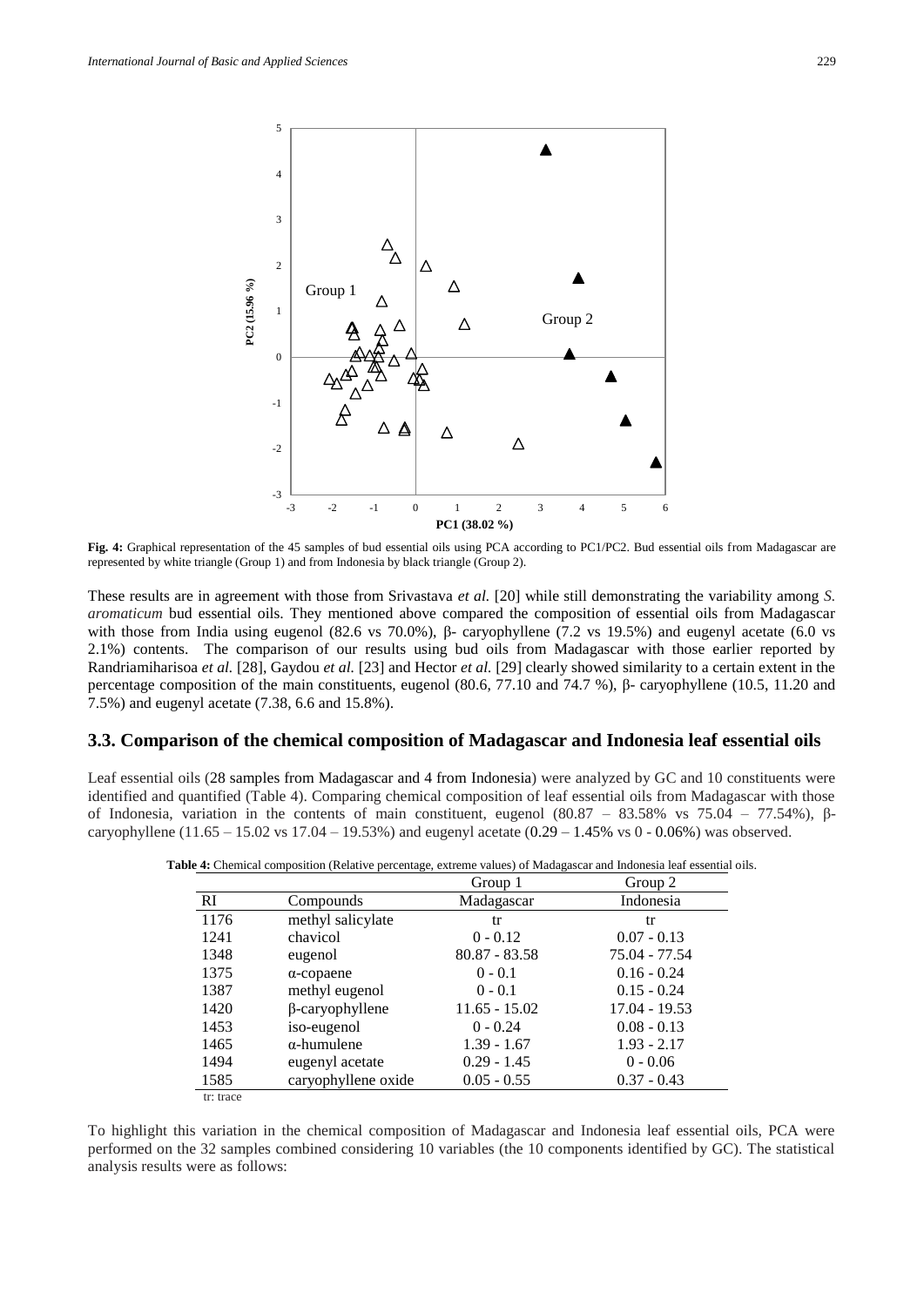**Fig. 4:** Graphical representation of the 45 samples of bud essential oils using PCA according to PC1/PC2. Bud essential oils from Madagascar are represented by white triangle (Group 1) and from Indonesia by black triangle (Group 2).

These results are in agreement with those from Srivastava *et al.* [20] while still demonstrating the variability among *S. aromaticum* bud essential oils. They mentioned above compared the composition of essential oils from Madagascar with those from India using eugenol (82.6 vs 70.0%), β- caryophyllene (7.2 vs 19.5%) and eugenyl acetate (6.0 vs 2.1%) contents. The comparison of our results using bud oils from Madagascar with those earlier reported by Randriamiharisoa *et al.* [28], Gaydou *et al.* [23] and Hector *et al.* [29] clearly showed similarity to a certain extent in the percentage composition of the main constituents, eugenol (80.6, 77.10 and 74.7 %), β- caryophyllene (10.5, 11.20 and 7.5%) and eugenyl acetate (7.38, 6.6 and 15.8%).

## 3.3. Comparison of the chemical composition of Madagascar and Indonesia leaf essential oils

Leaf essential oils (28 samples from Madagascar and 4 from Indonesia) were analyzed by GC and 10 constituents were identified and quantified (Table 4). Comparing chemical composition of leaf essential oils from Madagascar with those of Indonesia, variation in the contents of main constituent, eugenol (80.87 – 83.58% vs 75.04 – 77.54%), β-caryophyllene (11.65 – 15.02 vs 17.04 – 19.53%) and eugenyl acetate (0.29 – 1.45% vs 0 - 0.06%) was observed.

**Table 4:** Chemical composition (Relative percentage, extreme values) of Madagascar and Indonesia leaf essential oils.

| | | Group 1 | Group 2 |
|---|---|---|---|
| RI | Compounds | Madagascar | Indonesia |
| 1176 | methyl salicylate | tr | tr |
| 1241 | chavicol | 0 - 0.12 | 0.07 - 0.13 |
| 1348 | eugenol | 80.87 - 83.58 | 75.04 - 77.54 |
| 1375 | α-copaene | 0 - 0.1 | 0.16 - 0.24 |
| 1387 | methyl eugenol | 0 - 0.1 | 0.15 - 0.24 |
| 1420 | β-caryophyllene | 11.65 - 15.02 | 17.04 - 19.53 |
| 1453 | iso-eugenol | 0 - 0.24 | 0.08 - 0.13 |
| 1465 | α-humulene | 1.39 - 1.67 | 1.93 - 2.17 |
| 1494 | eugenyl acetate | 0.29 - 1.45 | 0 - 0.06 |
| 1585 | caryophyllene oxide | 0.05 - 0.55 | 0.37 - 0.43 |

tr: trace

To highlight this variation in the chemical composition of Madagascar and Indonesia leaf essential oils, PCA were performed on the 32 samples combined considering 10 variables (the 10 components identified by GC). The statistical analysis results were as follows: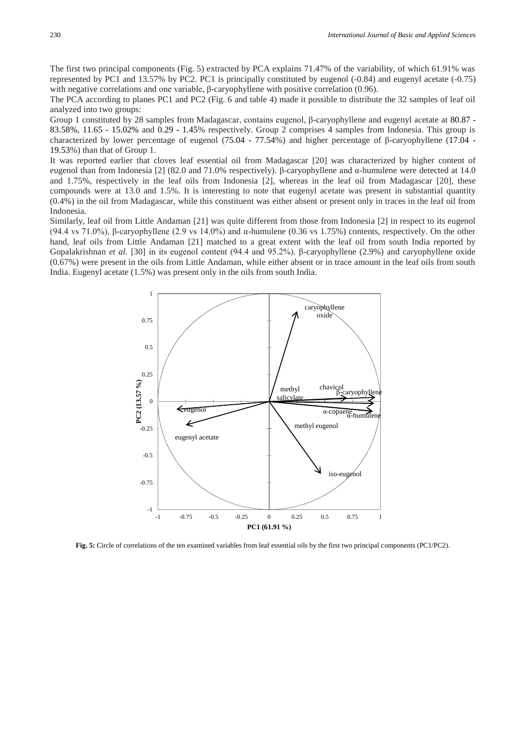The first two principal components (Fig. 5) extracted by PCA explains 71.47% of the variability, of which 61.91% was represented by PC1 and 13.57% by PC2. PC1 is principally constituted by eugenol (-0.84) and eugenyl acetate (-0.75) with negative correlations and one variable, β-caryophyllene with positive correlation (0.96).

The PCA according to planes PC1 and PC2 (Fig. 6 and table 4) made it possible to distribute the 32 samples of leaf oil analyzed into two groups:

Group 1 constituted by 28 samples from Madagascar, contains eugenol, β-caryophyllene and eugenyl acetate at 80.87 - 83.58%, 11.65 - 15.02% and 0.29 - 1.45% respectively. Group 2 comprises 4 samples from Indonesia. This group is characterized by lower percentage of eugenol (75.04 - 77.54%) and higher percentage of β-caryophyllene (17.04 - 19.53%) than that of Group 1.

It was reported earlier that cloves leaf essential oil from Madagascar [20] was characterized by higher content of eugenol than from Indonesia [2] (82.0 and 71.0% respectively). β-caryophyllene and α-humulene were detected at 14.0 and 1.75%, respectively in the leaf oils from Indonesia [2], whereas in the leaf oil from Madagascar [20], these compounds were at 13.0 and 1.5%. It is interesting to note that eugenyl acetate was present in substantial quantity (0.4%) in the oil from Madagascar, while this constituent was either absent or present only in traces in the leaf oil from Indonesia.

Similarly, leaf oil from Little Andaman [21] was quite different from those from Indonesia [2] in respect to its eugenol (94.4 vs 71.0%), β-caryophyllene (2.9 vs 14.0%) and α-humulene (0.36 vs 1.75%) contents, respectively. On the other hand, leaf oils from Little Andaman [21] matched to a great extent with the leaf oil from south India reported by Gopalakrishnan *et al.* [30] in its eugenol content (94.4 and 95.2%). β-caryophyllene (2.9%) and caryophyllene oxide (0.67%) were present in the oils from Little Andaman, while either absent or in trace amount in the leaf oils from south India. Eugenyl acetate (1.5%) was present only in the oils from south India.

**Fig. 5:** Circle of correlations of the ten examined variables from leaf essential oils by the first two principal components (PC1/PC2).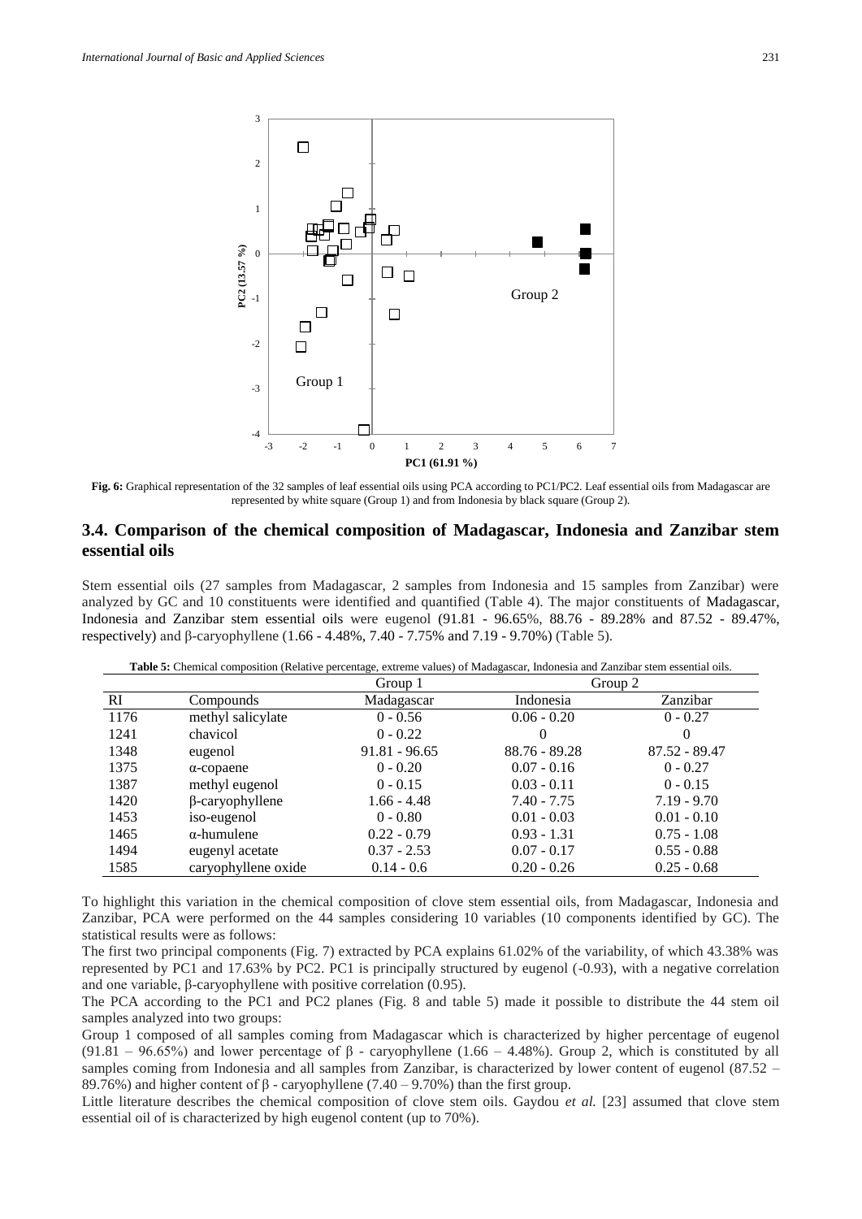**Fig. 6:** Graphical representation of the 32 samples of leaf essential oils using PCA according to PC1/PC2. Leaf essential oils from Madagascar are represented by white square (Group 1) and from Indonesia by black square (Group 2).

## 3.4. Comparison of the chemical composition of Madagascar, Indonesia and Zanzibar stem essential oils

Stem essential oils (27 samples from Madagascar, 2 samples from Indonesia and 15 samples from Zanzibar) were analyzed by GC and 10 constituents were identified and quantified (Table 4). The major constituents of Madagascar, Indonesia and Zanzibar stem essential oils were eugenol (91.81 - 96.65%, 88.76 - 89.28% and 87.52 - 89.47%, respectively) and β-caryophyllene (1.66 - 4.48%, 7.40 - 7.75% and 7.19 - 9.70%) (Table 5).

**Table 5:** Chemical composition (Relative percentage, extreme values) of Madagascar, Indonesia and Zanzibar stem essential oils.

| | | Group 1 | Group 2 | |
|---|---|---|---|---|
| RI | Compounds | Madagascar | Indonesia | Zanzibar |
| 1176 | methyl salicylate | 0 - 0.56 | 0.06 - 0.20 | 0 - 0.27 |
| 1241 | chavicol | 0 - 0.22 | 0 | 0 |
| 1348 | eugenol | 91.81 - 96.65 | 88.76 - 89.28 | 87.52 - 89.47 |
| 1375 | α-copaene | 0 - 0.20 | 0.07 - 0.16 | 0 - 0.27 |
| 1387 | methyl eugenol | 0 - 0.15 | 0.03 - 0.11 | 0 - 0.15 |
| 1420 | β-caryophyllene | 1.66 - 4.48 | 7.40 - 7.75 | 7.19 - 9.70 |
| 1453 | iso-eugenol | 0 - 0.80 | 0.01 - 0.03 | 0.01 - 0.10 |
| 1465 | α-humulene | 0.22 - 0.79 | 0.93 - 1.31 | 0.75 - 1.08 |
| 1494 | eugenyl acetate | 0.37 - 2.53 | 0.07 - 0.17 | 0.55 - 0.88 |
| 1585 | caryophyllene oxide | 0.14 - 0.6 | 0.20 - 0.26 | 0.25 - 0.68 |

To highlight this variation in the chemical composition of clove stem essential oils, from Madagascar, Indonesia and Zanzibar, PCA were performed on the 44 samples considering 10 variables (10 components identified by GC). The statistical results were as follows:

The first two principal components (Fig. 7) extracted by PCA explains 61.02% of the variability, of which 43.38% was represented by PC1 and 17.63% by PC2. PC1 is principally structured by eugenol (-0.93), with a negative correlation and one variable, β-caryophyllene with positive correlation (0.95).

The PCA according to the PC1 and PC2 planes (Fig. 8 and table 5) made it possible to distribute the 44 stem oil samples analyzed into two groups:

Group 1 composed of all samples coming from Madagascar which is characterized by higher percentage of eugenol (91.81 – 96.65%) and lower percentage of β - caryophyllene (1.66 – 4.48%). Group 2, which is constituted by all samples coming from Indonesia and all samples from Zanzibar, is characterized by lower content of eugenol (87.52 – 89.76%) and higher content of β - caryophyllene (7.40 – 9.70%) than the first group.

Little literature describes the chemical composition of clove stem oils. Gaydou *et al.* [23] assumed that clove stem essential oil of is characterized by high eugenol content (up to 70%).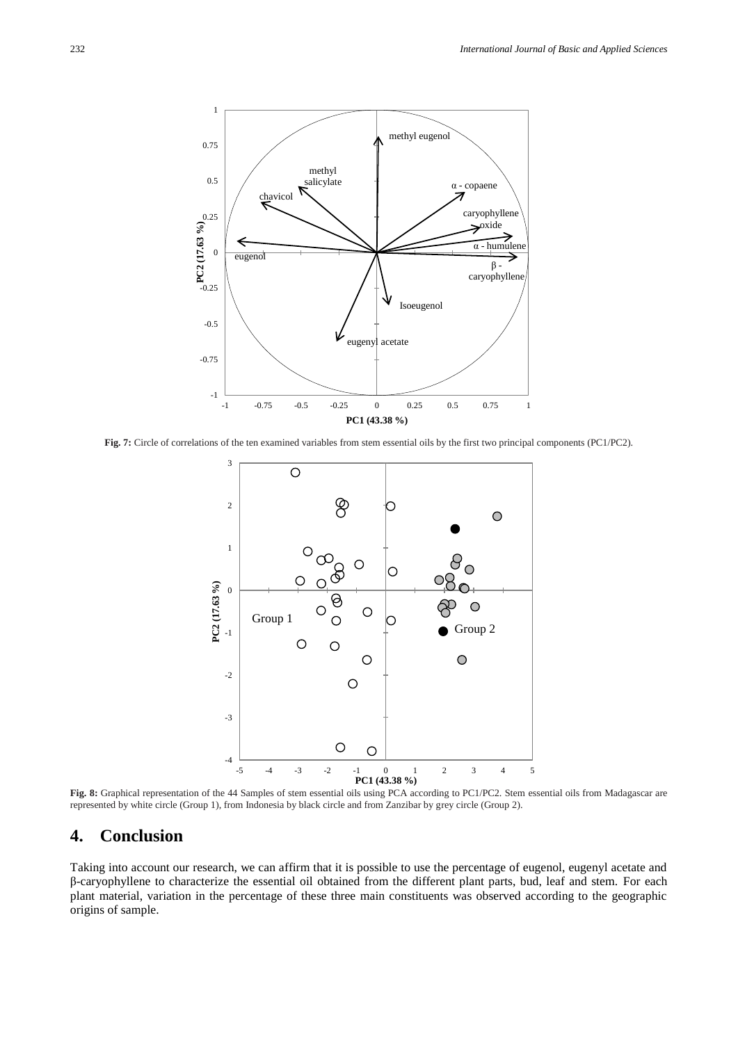**Fig. 7:** Circle of correlations of the ten examined variables from stem essential oils by the first two principal components (PC1/PC2).

**Fig. 8:** Graphical representation of the 44 Samples of stem essential oils using PCA according to PC1/PC2. Stem essential oils from Madagascar are represented by white circle (Group 1), from Indonesia by black circle and from Zanzibar by grey circle (Group 2).

## 4. Conclusion

Taking into account our research, we can affirm that it is possible to use the percentage of eugenol, eugenyl acetate and β-caryophyllene to characterize the essential oil obtained from the different plant parts, bud, leaf and stem. For each plant material, variation in the percentage of these three main constituents was observed according to the geographic origins of sample.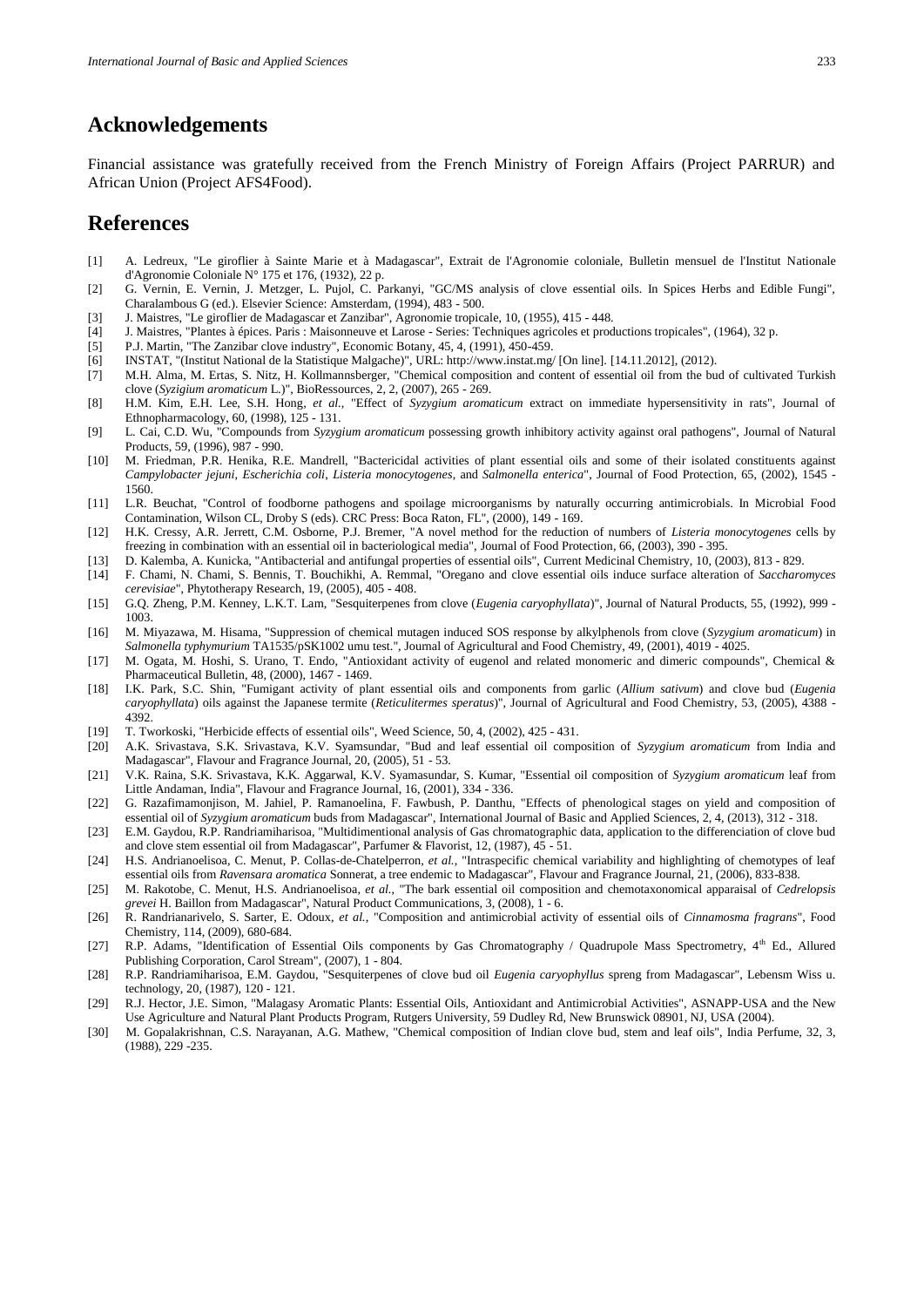## Acknowledgements

Financial assistance was gratefully received from the French Ministry of Foreign Affairs (Project PARRUR) and African Union (Project AFS4Food).

## References

[1] A. Ledreux, "Le giroflier à Sainte Marie et à Madagascar", Extrait de l'Agronomie coloniale, Bulletin mensuel de l'Institut Nationale d'Agronomie Coloniale N° 175 et 176, (1932), 22 p.

[2] G. Vernin, E. Vernin, J. Metzger, L. Pujol, C. Parkanyi, "GC/MS analysis of clove essential oils. In Spices Herbs and Edible Fungi", Charalambous G (ed.). Elsevier Science: Amsterdam, (1994), 483 - 500.

[3] J. Maistres, "Le giroflier de Madagascar et Zanzibar", Agronomie tropicale, 10, (1955), 415 - 448.

[4] J. Maistres, "Plantes à épices. Paris : Maisonneuve et Larose - Series: Techniques agricoles et productions tropicales", (1964), 32 p.

[5] P.J. Martin, "The Zanzibar clove industry", Economic Botany, 45, 4, (1991), 450-459.

[6] INSTAT, "(Institut National de la Statistique Malgache)", URL: http://www.instat.mg/ [On line]. [14.11.2012], (2012).

[7] M.H. Alma, M. Ertas, S. Nitz, H. Kollmannsberger, "Chemical composition and content of essential oil from the bud of cultivated Turkish clove (*Syzigium aromaticum* L.)", BioRessources, 2, 2, (2007), 265 - 269.

[8] H.M. Kim, E.H. Lee, S.H. Hong, *et al.*, "Effect of *Syzygium aromaticum* extract on immediate hypersensitivity in rats", Journal of Ethnopharmacology, 60, (1998), 125 - 131.

[9] L. Cai, C.D. Wu, "Compounds from *Syzygium aromaticum* possessing growth inhibitory activity against oral pathogens", Journal of Natural Products, 59, (1996), 987 - 990.

[10] M. Friedman, P.R. Henika, R.E. Mandrell, "Bactericidal activities of plant essential oils and some of their isolated constituents against *Campylobacter jejuni*, *Escherichia coli*, *Listeria monocytogenes*, and *Salmonella enterica*", Journal of Food Protection, 65, (2002), 1545 - 1560.

[11] L.R. Beuchat, "Control of foodborne pathogens and spoilage microorganisms by naturally occurring antimicrobials. In Microbial Food Contamination, Wilson CL, Droby S (eds). CRC Press: Boca Raton, FL", (2000), 149 - 169.

[12] H.K. Cressy, A.R. Jerrett, C.M. Osborne, P.J. Bremer, "A novel method for the reduction of numbers of *Listeria monocytogenes* cells by freezing in combination with an essential oil in bacteriological media", Journal of Food Protection, 66, (2003), 390 - 395.

[13] D. Kalemba, A. Kunicka, "Antibacterial and antifungal properties of essential oils", Current Medicinal Chemistry, 10, (2003), 813 - 829.

[14] F. Chami, N. Chami, S. Bennis, T. Bouchikhi, A. Remmal, "Oregano and clove essential oils induce surface alteration of *Saccharomyces cerevisiae*", Phytotherapy Research, 19, (2005), 405 - 408.

[15] G.Q. Zheng, P.M. Kenney, L.K.T. Lam, "Sesquiterpenes from clove (*Eugenia caryophyllata*)", Journal of Natural Products, 55, (1992), 999 - 1003.

[16] M. Miyazawa, M. Hisama, "Suppression of chemical mutagen induced SOS response by alkylphenols from clove (*Syzygium aromaticum*) in *Salmonella typhymurium* TA1535/pSK1002 umu test.", Journal of Agricultural and Food Chemistry, 49, (2001), 4019 - 4025.

[17] M. Ogata, M. Hoshi, S. Urano, T. Endo, "Antioxidant activity of eugenol and related monomeric and dimeric compounds", Chemical & Pharmaceutical Bulletin, 48, (2000), 1467 - 1469.

[18] I.K. Park, S.C. Shin, "Fumigant activity of plant essential oils and components from garlic (*Allium sativum*) and clove bud (*Eugenia caryophyllata*) oils against the Japanese termite (*Reticulitermes speratus*)", Journal of Agricultural and Food Chemistry, 53, (2005), 4388 - 4392.

[19] T. Tworkoski, "Herbicide effects of essential oils", Weed Science, 50, 4, (2002), 425 - 431.

[20] A.K. Srivastava, S.K. Srivastava, K.V. Syamsundar, "Bud and leaf essential oil composition of *Syzygium aromaticum* from India and Madagascar", Flavour and Fragrance Journal, 20, (2005), 51 - 53.

[21] V.K. Raina, S.K. Srivastava, K.K. Aggarwal, K.V. Syamasundar, S. Kumar, "Essential oil composition of *Syzygium aromaticum* leaf from Little Andaman, India", Flavour and Fragrance Journal, 16, (2001), 334 - 336.

[22] G. Razafimamonjison, M. Jahiel, P. Ramanoelina, F. Fawbush, P. Danthu, "Effects of phenological stages on yield and composition of essential oil of *Syzygium aromaticum* buds from Madagascar", International Journal of Basic and Applied Sciences, 2, 4, (2013), 312 - 318.

[23] E.M. Gaydou, R.P. Randriamiharisoa, "Multidimentional analysis of Gas chromatographic data, application to the differenciation of clove bud and clove stem essential oil from Madagascar", Parfumer & Flavorist, 12, (1987), 45 - 51.

[24] H.S. Andrianoelisoa, C. Menut, P. Collas-de-Chatelperron, *et al.*, "Intraspecific chemical variability and highlighting of chemotypes of leaf essential oils from *Ravensara aromatica* Sonnerat, a tree endemic to Madagascar", Flavour and Fragrance Journal, 21, (2006), 833-838.

[25] M. Rakotobe, C. Menut, H.S. Andrianoelisoa, *et al.*, "The bark essential oil composition and chemotaxonomical apparaisal of *Cedrelopsis grevei* H. Baillon from Madagascar", Natural Product Communications, 3, (2008), 1 - 6.

[26] R. Randrianarivelo, S. Sarter, E. Odoux, *et al.*, "Composition and antimicrobial activity of essential oils of *Cinnamosma fragrans*", Food Chemistry, 114, (2009), 680-684.

[27] R.P. Adams, "Identification of Essential Oils components by Gas Chromatography / Quadrupole Mass Spectrometry, 4th Ed., Allured Publishing Corporation, Carol Stream", (2007), 1 - 804.

[28] R.P. Randriamiharisoa, E.M. Gaydou, "Sesquiterpenes of clove bud oil *Eugenia caryophyllus* spreng from Madagascar", Lebensm Wiss u. technology, 20, (1987), 120 - 121.

[29] R.J. Hector, J.E. Simon, "Malagasy Aromatic Plants: Essential Oils, Antioxidant and Antimicrobial Activities", ASNAPP-USA and the New Use Agriculture and Natural Plant Products Program, Rutgers University, 59 Dudley Rd, New Brunswick 08901, NJ, USA (2004).

[30] M. Gopalakrishnan, C.S. Narayanan, A.G. Mathew, "Chemical composition of Indian clove bud, stem and leaf oils", India Perfume, 32, 3, (1988), 229 -235.